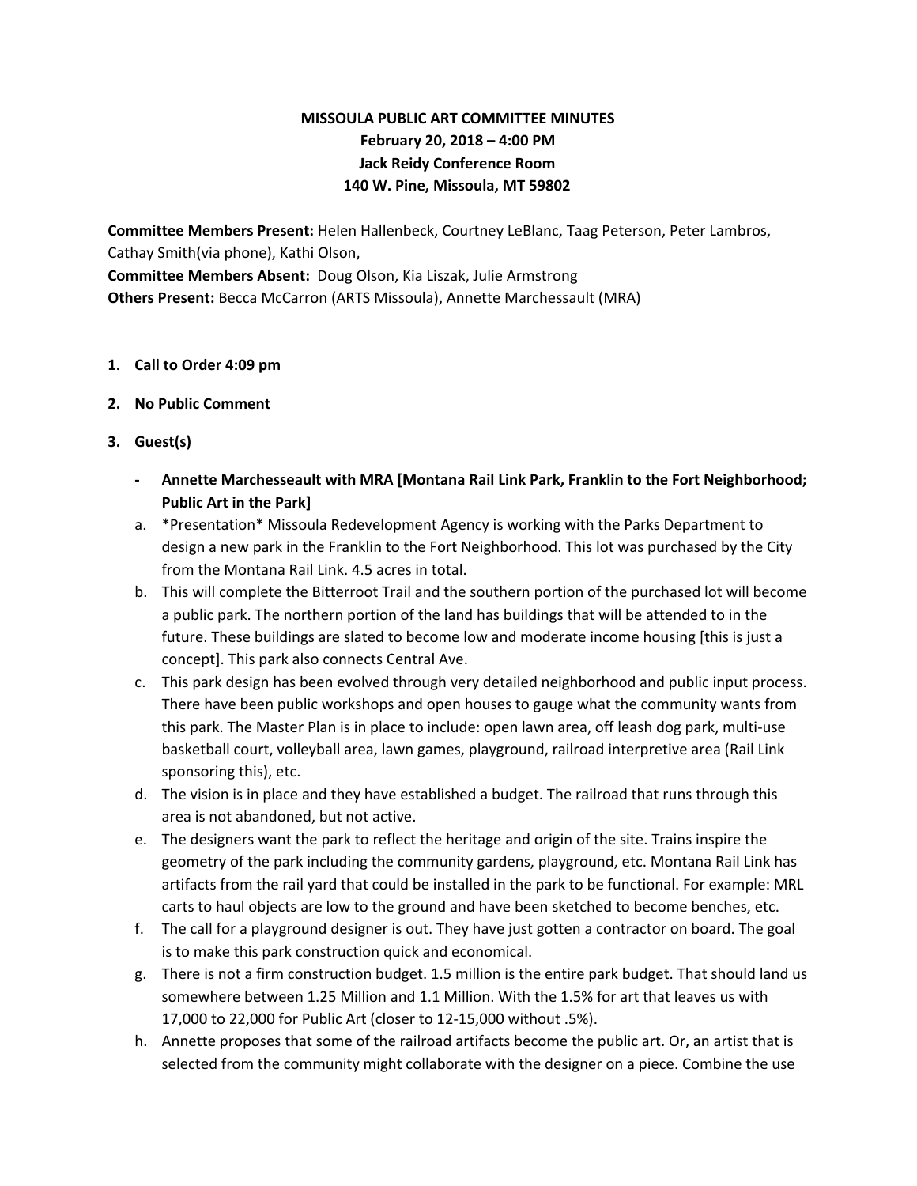**MISSOULA PUBLIC ART COMMITTEE MINUTES**
**February 20, 2018 – 4:00 PM**
**Jack Reidy Conference Room**
**140 W. Pine, Missoula, MT 59802**

**Committee Members Present:** Helen Hallenbeck, Courtney LeBlanc, Taag Peterson, Peter Lambros, Cathay Smith(via phone), Kathi Olson,
**Committee Members Absent:** Doug Olson, Kia Liszak, Julie Armstrong
**Others Present:** Becca McCarron (ARTS Missoula), Annette Marchessault (MRA)

1. **Call to Order 4:09 pm**
2. **No Public Comment**
3. **Guest(s)**

- **Annette Marchesseault with MRA [Montana Rail Link Park, Franklin to the Fort Neighborhood; Public Art in the Park]**

a. *Presentation* Missoula Redevelopment Agency is working with the Parks Department to design a new park in the Franklin to the Fort Neighborhood. This lot was purchased by the City from the Montana Rail Link. 4.5 acres in total.

b. This will complete the Bitterroot Trail and the southern portion of the purchased lot will become a public park. The northern portion of the land has buildings that will be attended to in the future. These buildings are slated to become low and moderate income housing [this is just a concept]. This park also connects Central Ave.

c. This park design has been evolved through very detailed neighborhood and public input process. There have been public workshops and open houses to gauge what the community wants from this park. The Master Plan is in place to include: open lawn area, off leash dog park, multi-use basketball court, volleyball area, lawn games, playground, railroad interpretive area (Rail Link sponsoring this), etc.

d. The vision is in place and they have established a budget. The railroad that runs through this area is not abandoned, but not active.

e. The designers want the park to reflect the heritage and origin of the site. Trains inspire the geometry of the park including the community gardens, playground, etc. Montana Rail Link has artifacts from the rail yard that could be installed in the park to be functional. For example: MRL carts to haul objects are low to the ground and have been sketched to become benches, etc.

f. The call for a playground designer is out. They have just gotten a contractor on board. The goal is to make this park construction quick and economical.

g. There is not a firm construction budget. 1.5 million is the entire park budget. That should land us somewhere between 1.25 Million and 1.1 Million. With the 1.5% for art that leaves us with 17,000 to 22,000 for Public Art (closer to 12-15,000 without .5%).

h. Annette proposes that some of the railroad artifacts become the public art. Or, an artist that is selected from the community might collaborate with the designer on a piece. Combine the use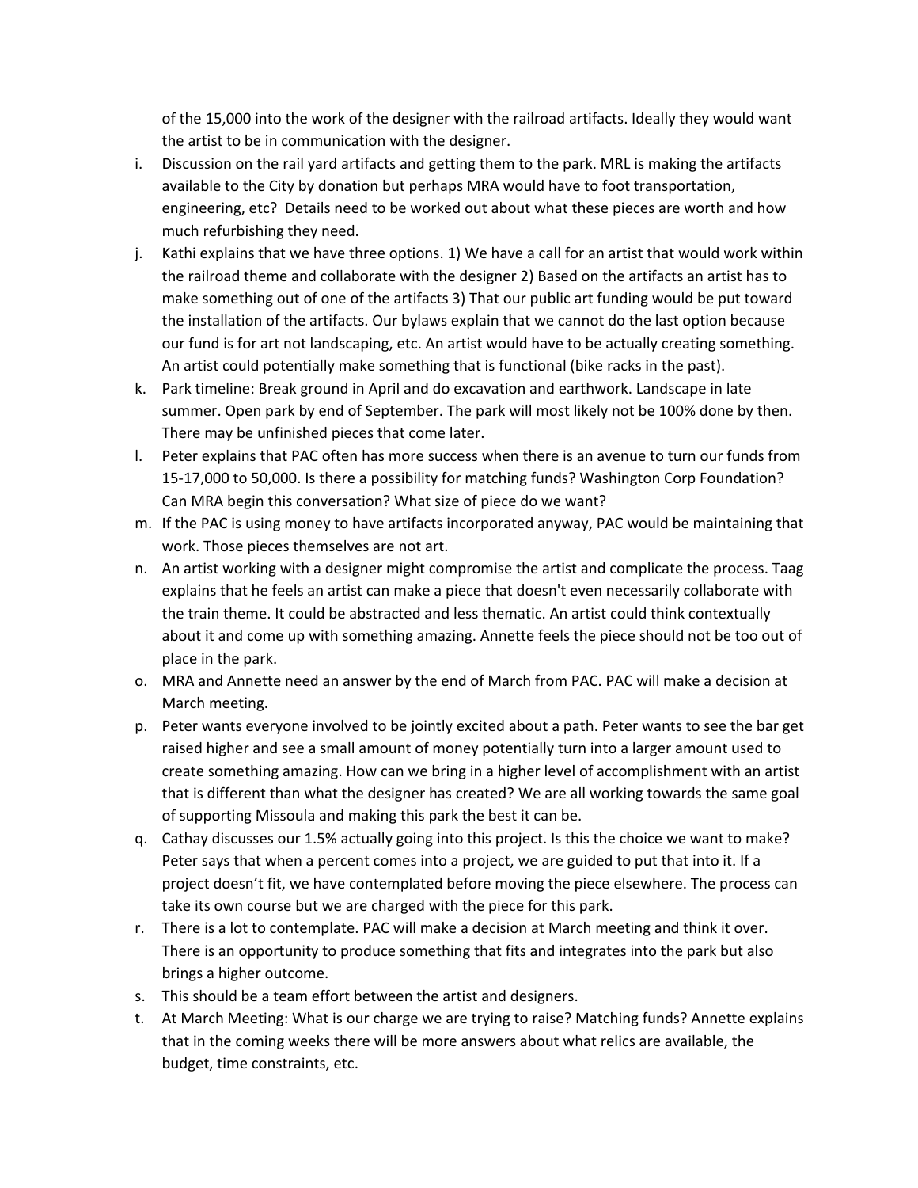of the 15,000 into the work of the designer with the railroad artifacts. Ideally they would want the artist to be in communication with the designer.

i. Discussion on the rail yard artifacts and getting them to the park. MRL is making the artifacts available to the City by donation but perhaps MRA would have to foot transportation, engineering, etc? Details need to be worked out about what these pieces are worth and how much refurbishing they need.
j. Kathi explains that we have three options. 1) We have a call for an artist that would work within the railroad theme and collaborate with the designer 2) Based on the artifacts an artist has to make something out of one of the artifacts 3) That our public art funding would be put toward the installation of the artifacts. Our bylaws explain that we cannot do the last option because our fund is for art not landscaping, etc. An artist would have to be actually creating something. An artist could potentially make something that is functional (bike racks in the past).
k. Park timeline: Break ground in April and do excavation and earthwork. Landscape in late summer. Open park by end of September. The park will most likely not be 100% done by then. There may be unfinished pieces that come later.
l. Peter explains that PAC often has more success when there is an avenue to turn our funds from 15-17,000 to 50,000. Is there a possibility for matching funds? Washington Corp Foundation? Can MRA begin this conversation? What size of piece do we want?
m. If the PAC is using money to have artifacts incorporated anyway, PAC would be maintaining that work. Those pieces themselves are not art.
n. An artist working with a designer might compromise the artist and complicate the process. Taag explains that he feels an artist can make a piece that doesn't even necessarily collaborate with the train theme. It could be abstracted and less thematic. An artist could think contextually about it and come up with something amazing. Annette feels the piece should not be too out of place in the park.
o. MRA and Annette need an answer by the end of March from PAC. PAC will make a decision at March meeting.
p. Peter wants everyone involved to be jointly excited about a path. Peter wants to see the bar get raised higher and see a small amount of money potentially turn into a larger amount used to create something amazing. How can we bring in a higher level of accomplishment with an artist that is different than what the designer has created? We are all working towards the same goal of supporting Missoula and making this park the best it can be.
q. Cathay discusses our 1.5% actually going into this project. Is this the choice we want to make? Peter says that when a percent comes into a project, we are guided to put that into it. If a project doesn't fit, we have contemplated before moving the piece elsewhere. The process can take its own course but we are charged with the piece for this park.
r. There is a lot to contemplate. PAC will make a decision at March meeting and think it over. There is an opportunity to produce something that fits and integrates into the park but also brings a higher outcome.
s. This should be a team effort between the artist and designers.
t. At March Meeting: What is our charge we are trying to raise? Matching funds? Annette explains that in the coming weeks there will be more answers about what relics are available, the budget, time constraints, etc.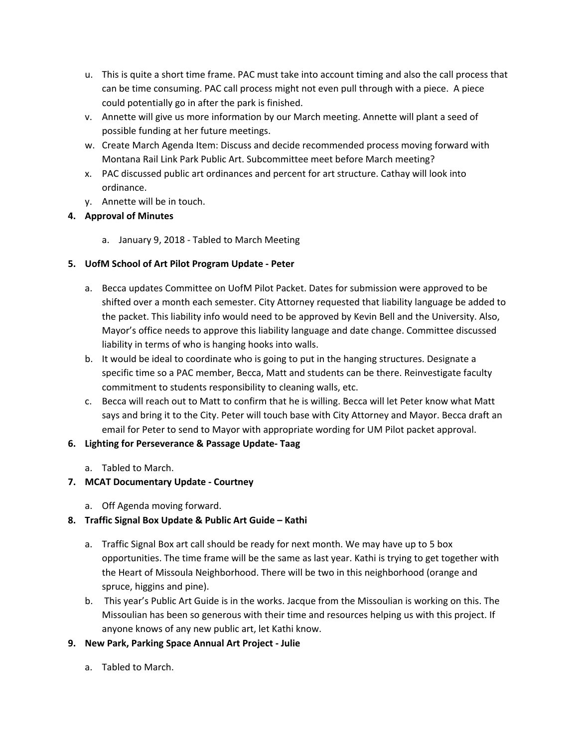u. This is quite a short time frame. PAC must take into account timing and also the call process that can be time consuming. PAC call process might not even pull through with a piece. A piece could potentially go in after the park is finished.

v. Annette will give us more information by our March meeting. Annette will plant a seed of possible funding at her future meetings.

w. Create March Agenda Item: Discuss and decide recommended process moving forward with Montana Rail Link Park Public Art. Subcommittee meet before March meeting?

x. PAC discussed public art ordinances and percent for art structure. Cathay will look into ordinance.

y. Annette will be in touch.

**4. Approval of Minutes**

a. January 9, 2018 - Tabled to March Meeting

**5. UofM School of Art Pilot Program Update - Peter**

a. Becca updates Committee on UofM Pilot Packet. Dates for submission were approved to be shifted over a month each semester. City Attorney requested that liability language be added to the packet. This liability info would need to be approved by Kevin Bell and the University. Also, Mayor's office needs to approve this liability language and date change. Committee discussed liability in terms of who is hanging hooks into walls.

b. It would be ideal to coordinate who is going to put in the hanging structures. Designate a specific time so a PAC member, Becca, Matt and students can be there. Reinvestigate faculty commitment to students responsibility to cleaning walls, etc.

c. Becca will reach out to Matt to confirm that he is willing. Becca will let Peter know what Matt says and bring it to the City. Peter will touch base with City Attorney and Mayor. Becca draft an email for Peter to send to Mayor with appropriate wording for UM Pilot packet approval.

**6. Lighting for Perseverance & Passage Update- Taag**

a. Tabled to March.

**7. MCAT Documentary Update - Courtney**

a. Off Agenda moving forward.

**8. Traffic Signal Box Update & Public Art Guide – Kathi**

a. Traffic Signal Box art call should be ready for next month. We may have up to 5 box opportunities. The time frame will be the same as last year. Kathi is trying to get together with the Heart of Missoula Neighborhood. There will be two in this neighborhood (orange and spruce, higgins and pine).

b. This year's Public Art Guide is in the works. Jacque from the Missoulian is working on this. The Missoulian has been so generous with their time and resources helping us with this project. If anyone knows of any new public art, let Kathi know.

**9. New Park, Parking Space Annual Art Project - Julie**

a. Tabled to March.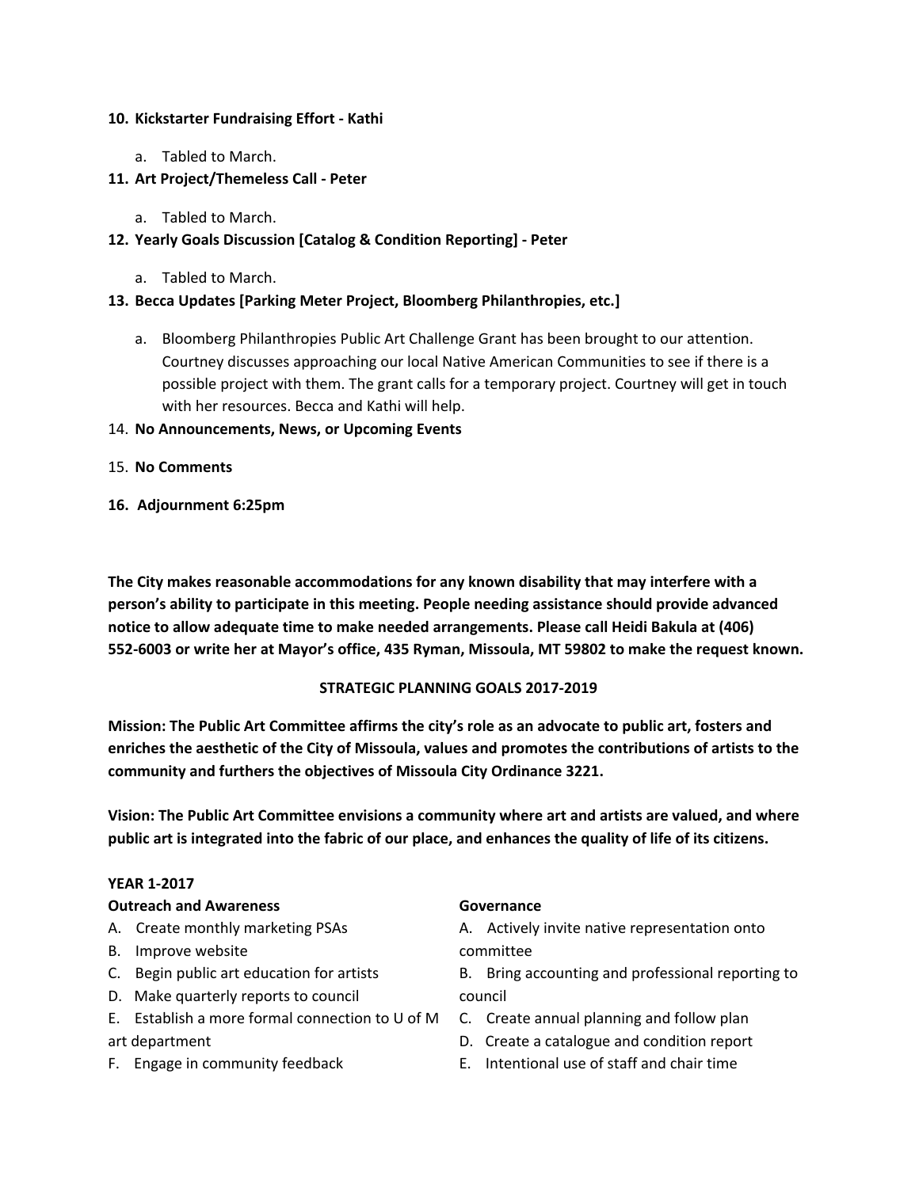10. **Kickstarter Fundraising Effort - Kathi**
    a. Tabled to March.
11. **Art Project/Themeless Call - Peter**
    a. Tabled to March.
12. **Yearly Goals Discussion [Catalog & Condition Reporting] - Peter**
    a. Tabled to March.
13. **Becca Updates [Parking Meter Project, Bloomberg Philanthropies, etc.]**
    a. Bloomberg Philanthropies Public Art Challenge Grant has been brought to our attention. Courtney discusses approaching our local Native American Communities to see if there is a possible project with them. The grant calls for a temporary project. Courtney will get in touch with her resources. Becca and Kathi will help.
14. **No Announcements, News, or Upcoming Events**
15. **No Comments**
16. **Adjournment 6:25pm**

**The City makes reasonable accommodations for any known disability that may interfere with a person's ability to participate in this meeting. People needing assistance should provide advanced notice to allow adequate time to make needed arrangements. Please call Heidi Bakula at (406) 552-6003 or write her at Mayor's office, 435 Ryman, Missoula, MT 59802 to make the request known.**

## STRATEGIC PLANNING GOALS 2017-2019

**Mission: The Public Art Committee affirms the city's role as an advocate to public art, fosters and enriches the aesthetic of the City of Missoula, values and promotes the contributions of artists to the community and furthers the objectives of Missoula City Ordinance 3221.**

**Vision: The Public Art Committee envisions a community where art and artists are valued, and where public art is integrated into the fabric of our place, and enhances the quality of life of its citizens.**

**YEAR 1-2017**

**Outreach and Awareness**

A. Create monthly marketing PSAs
B. Improve website
C. Begin public art education for artists
D. Make quarterly reports to council
E. Establish a more formal connection to U of M art department
F. Engage in community feedback

**Governance**

A. Actively invite native representation onto committee
B. Bring accounting and professional reporting to council
C. Create annual planning and follow plan
D. Create a catalogue and condition report
E. Intentional use of staff and chair time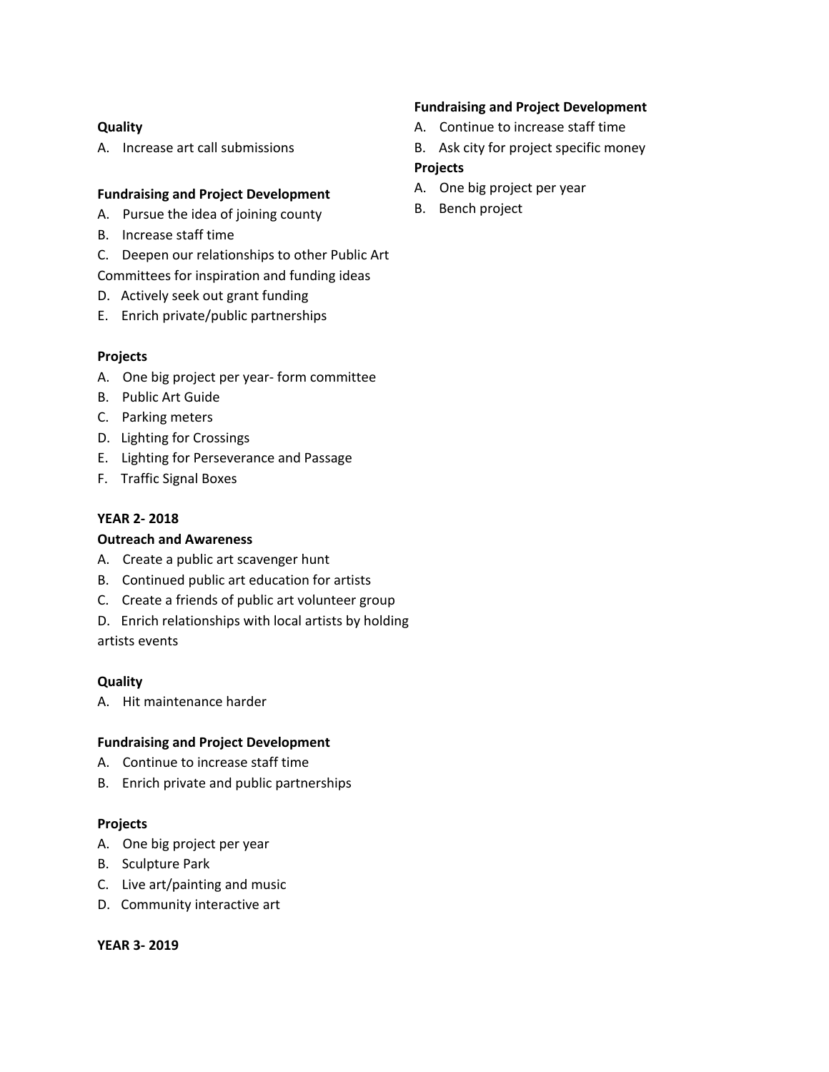**Quality**

A. Increase art call submissions

**Fundraising and Project Development**

A. Pursue the idea of joining county
B. Increase staff time
C. Deepen our relationships to other Public Art Committees for inspiration and funding ideas
D. Actively seek out grant funding
E. Enrich private/public partnerships

**Projects**

A. One big project per year- form committee
B. Public Art Guide
C. Parking meters
D. Lighting for Crossings
E. Lighting for Perseverance and Passage
F. Traffic Signal Boxes

**YEAR 2- 2018**

**Outreach and Awareness**

A. Create a public art scavenger hunt
B. Continued public art education for artists
C. Create a friends of public art volunteer group
D. Enrich relationships with local artists by holding artists events

**Quality**

A. Hit maintenance harder

**Fundraising and Project Development**

A. Continue to increase staff time
B. Enrich private and public partnerships

**Projects**

A. One big project per year
B. Sculpture Park
C. Live art/painting and music
D. Community interactive art

**YEAR 3- 2019**

**Fundraising and Project Development**

A. Continue to increase staff time
B. Ask city for project specific money

**Projects**

A. One big project per year
B. Bench project